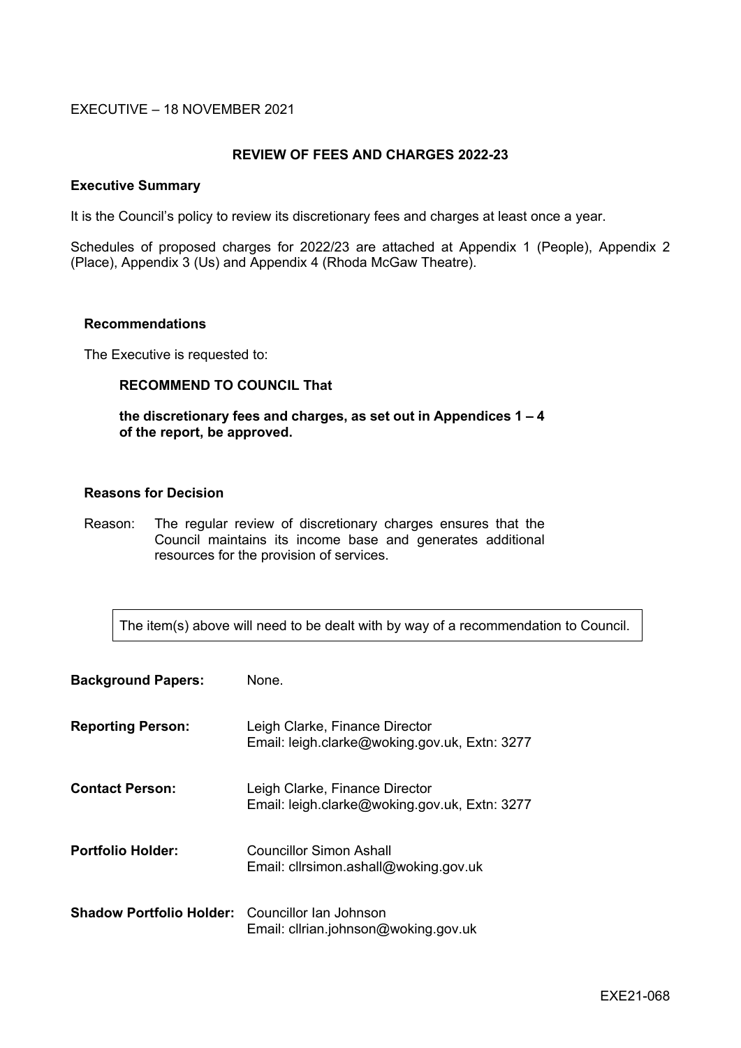EXECUTIVE – 18 NOVEMBER 2021

# REVIEW OF FEES AND CHARGES 2022-23

## Executive Summary

It is the Council's policy to review its discretionary fees and charges at least once a year.

Schedules of proposed charges for 2022/23 are attached at Appendix 1 (People), Appendix 2 (Place), Appendix 3 (Us) and Appendix 4 (Rhoda McGaw Theatre).

### Recommendations

The Executive is requested to:

**RECOMMEND TO COUNCIL That**

**the discretionary fees and charges, as set out in Appendices 1 – 4 of the report, be approved.**

### Reasons for Decision

Reason: The regular review of discretionary charges ensures that the Council maintains its income base and generates additional resources for the provision of services.

The item(s) above will need to be dealt with by way of a recommendation to Council.

**Background Papers:** None.

**Reporting Person:** Leigh Clarke, Finance Director
Email: leigh.clarke@woking.gov.uk, Extn: 3277

**Contact Person:** Leigh Clarke, Finance Director
Email: leigh.clarke@woking.gov.uk, Extn: 3277

**Portfolio Holder:** Councillor Simon Ashall
Email: cllrsimon.ashall@woking.gov.uk

**Shadow Portfolio Holder:** Councillor Ian Johnson
Email: cllrian.johnson@woking.gov.uk

EXE21-068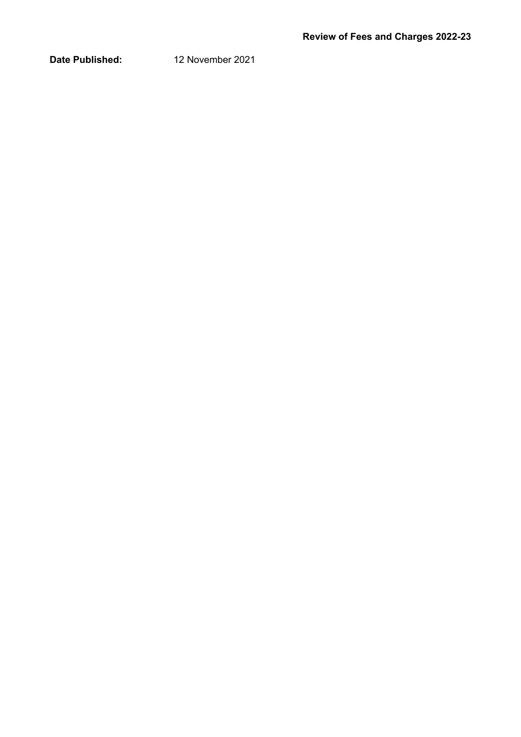**Review of Fees and Charges 2022-23**

**Date Published:** 12 November 2021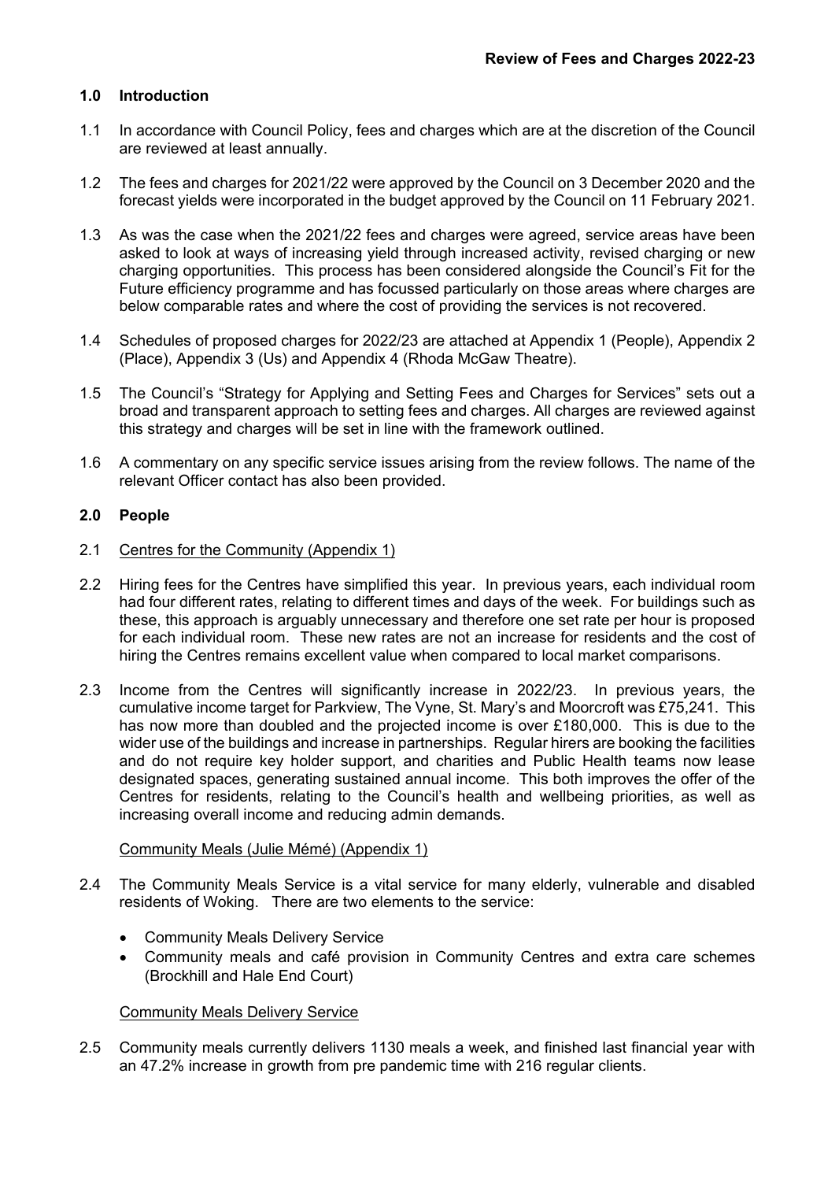**Review of Fees and Charges 2022-23**

## 1.0 Introduction

1.1 In accordance with Council Policy, fees and charges which are at the discretion of the Council are reviewed at least annually.

1.2 The fees and charges for 2021/22 were approved by the Council on 3 December 2020 and the forecast yields were incorporated in the budget approved by the Council on 11 February 2021.

1.3 As was the case when the 2021/22 fees and charges were agreed, service areas have been asked to look at ways of increasing yield through increased activity, revised charging or new charging opportunities. This process has been considered alongside the Council's Fit for the Future efficiency programme and has focussed particularly on those areas where charges are below comparable rates and where the cost of providing the services is not recovered.

1.4 Schedules of proposed charges for 2022/23 are attached at Appendix 1 (People), Appendix 2 (Place), Appendix 3 (Us) and Appendix 4 (Rhoda McGaw Theatre).

1.5 The Council's "Strategy for Applying and Setting Fees and Charges for Services" sets out a broad and transparent approach to setting fees and charges. All charges are reviewed against this strategy and charges will be set in line with the framework outlined.

1.6 A commentary on any specific service issues arising from the review follows. The name of the relevant Officer contact has also been provided.

## 2.0 People

2.1 Centres for the Community (Appendix 1)

2.2 Hiring fees for the Centres have simplified this year. In previous years, each individual room had four different rates, relating to different times and days of the week. For buildings such as these, this approach is arguably unnecessary and therefore one set rate per hour is proposed for each individual room. These new rates are not an increase for residents and the cost of hiring the Centres remains excellent value when compared to local market comparisons.

2.3 Income from the Centres will significantly increase in 2022/23. In previous years, the cumulative income target for Parkview, The Vyne, St. Mary's and Moorcroft was £75,241. This has now more than doubled and the projected income is over £180,000. This is due to the wider use of the buildings and increase in partnerships. Regular hirers are booking the facilities and do not require key holder support, and charities and Public Health teams now lease designated spaces, generating sustained annual income. This both improves the offer of the Centres for residents, relating to the Council's health and wellbeing priorities, as well as increasing overall income and reducing admin demands.

Community Meals (Julie Mémé) (Appendix 1)

2.4 The Community Meals Service is a vital service for many elderly, vulnerable and disabled residents of Woking. There are two elements to the service:

- Community Meals Delivery Service
- Community meals and café provision in Community Centres and extra care schemes (Brockhill and Hale End Court)

Community Meals Delivery Service

2.5 Community meals currently delivers 1130 meals a week, and finished last financial year with an 47.2% increase in growth from pre pandemic time with 216 regular clients.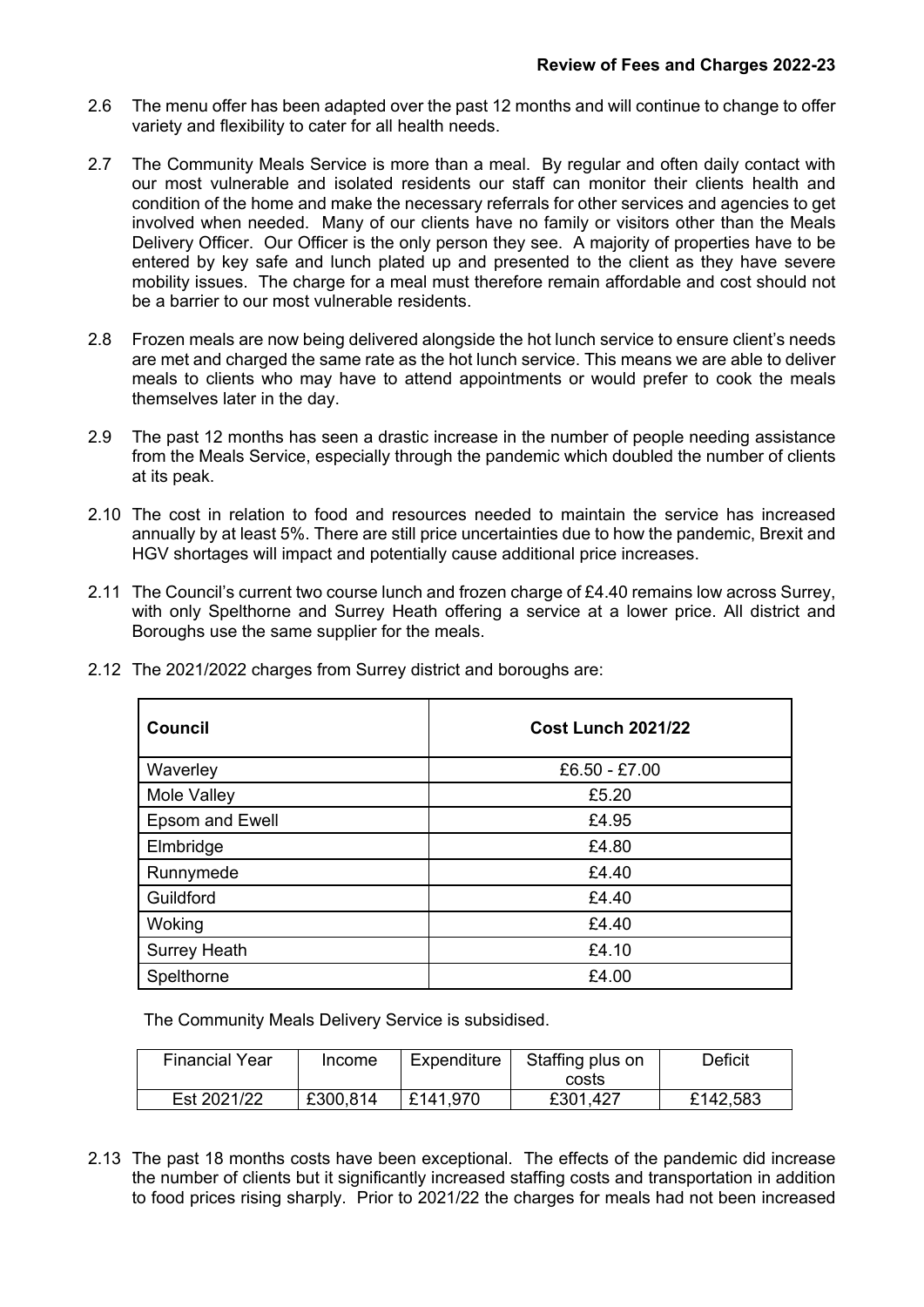2.6 The menu offer has been adapted over the past 12 months and will continue to change to offer variety and flexibility to cater for all health needs.

2.7 The Community Meals Service is more than a meal. By regular and often daily contact with our most vulnerable and isolated residents our staff can monitor their clients health and condition of the home and make the necessary referrals for other services and agencies to get involved when needed. Many of our clients have no family or visitors other than the Meals Delivery Officer. Our Officer is the only person they see. A majority of properties have to be entered by key safe and lunch plated up and presented to the client as they have severe mobility issues. The charge for a meal must therefore remain affordable and cost should not be a barrier to our most vulnerable residents.

2.8 Frozen meals are now being delivered alongside the hot lunch service to ensure client's needs are met and charged the same rate as the hot lunch service. This means we are able to deliver meals to clients who may have to attend appointments or would prefer to cook the meals themselves later in the day.

2.9 The past 12 months has seen a drastic increase in the number of people needing assistance from the Meals Service, especially through the pandemic which doubled the number of clients at its peak.

2.10 The cost in relation to food and resources needed to maintain the service has increased annually by at least 5%. There are still price uncertainties due to how the pandemic, Brexit and HGV shortages will impact and potentially cause additional price increases.

2.11 The Council's current two course lunch and frozen charge of £4.40 remains low across Surrey, with only Spelthorne and Surrey Heath offering a service at a lower price. All district and Boroughs use the same supplier for the meals.

2.12 The 2021/2022 charges from Surrey district and boroughs are:

| Council | Cost Lunch 2021/22 |
|---|---|
| Waverley | £6.50 - £7.00 |
| Mole Valley | £5.20 |
| Epsom and Ewell | £4.95 |
| Elmbridge | £4.80 |
| Runnymede | £4.40 |
| Guildford | £4.40 |
| Woking | £4.40 |
| Surrey Heath | £4.10 |
| Spelthorne | £4.00 |

The Community Meals Delivery Service is subsidised.

| Financial Year | Income | Expenditure | Staffing plus on costs | Deficit |
|---|---|---|---|---|
| Est 2021/22 | £300,814 | £141,970 | £301,427 | £142,583 |

2.13 The past 18 months costs have been exceptional. The effects of the pandemic did increase the number of clients but it significantly increased staffing costs and transportation in addition to food prices rising sharply. Prior to 2021/22 the charges for meals had not been increased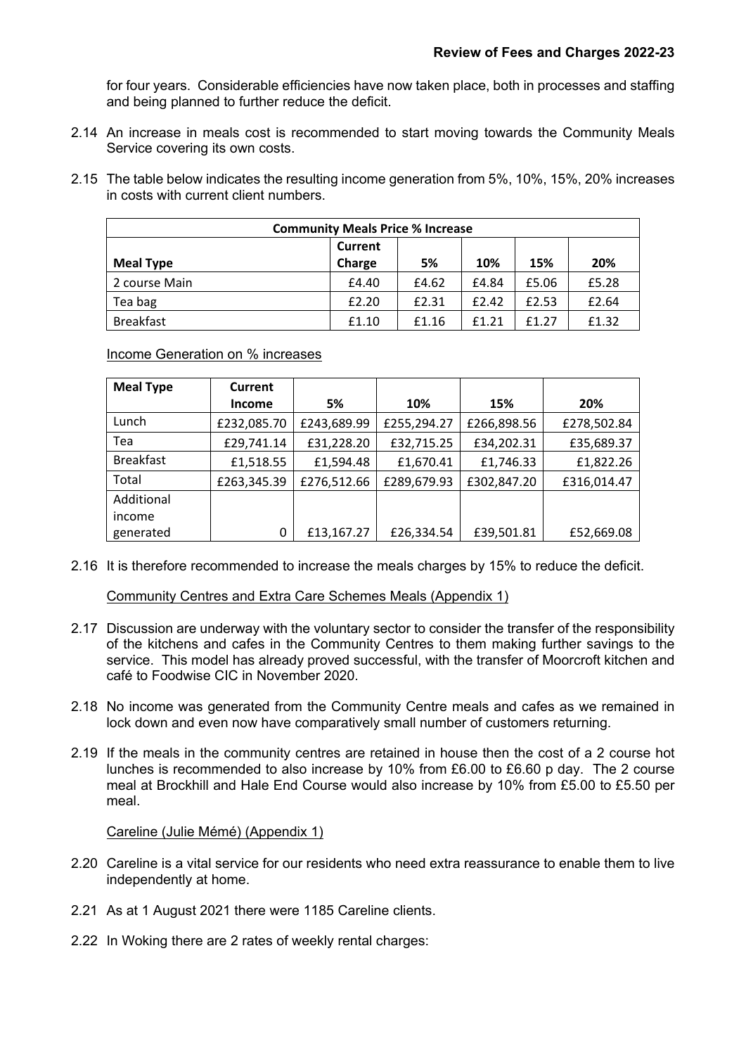for four years. Considerable efficiencies have now taken place, both in processes and staffing and being planned to further reduce the deficit.

2.14 An increase in meals cost is recommended to start moving towards the Community Meals Service covering its own costs.

2.15 The table below indicates the resulting income generation from 5%, 10%, 15%, 20% increases in costs with current client numbers.

| **Community Meals Price % Increase** | | | | | |
|---|---|---|---|---|---|
| **Meal Type** | **Current Charge** | **5%** | **10%** | **15%** | **20%** |
| 2 course Main | £4.40 | £4.62 | £4.84 | £5.06 | £5.28 |
| Tea bag | £2.20 | £2.31 | £2.42 | £2.53 | £2.64 |
| Breakfast | £1.10 | £1.16 | £1.21 | £1.27 | £1.32 |

Income Generation on % increases

| **Meal Type** | **Current Income** | **5%** | **10%** | **15%** | **20%** |
|---|---|---|---|---|---|
| Lunch | £232,085.70 | £243,689.99 | £255,294.27 | £266,898.56 | £278,502.84 |
| Tea | £29,741.14 | £31,228.20 | £32,715.25 | £34,202.31 | £35,689.37 |
| Breakfast | £1,518.55 | £1,594.48 | £1,670.41 | £1,746.33 | £1,822.26 |
| Total | £263,345.39 | £276,512.66 | £289,679.93 | £302,847.20 | £316,014.47 |
| Additional income generated | 0 | £13,167.27 | £26,334.54 | £39,501.81 | £52,669.08 |

2.16 It is therefore recommended to increase the meals charges by 15% to reduce the deficit.

Community Centres and Extra Care Schemes Meals (Appendix 1)

2.17 Discussion are underway with the voluntary sector to consider the transfer of the responsibility of the kitchens and cafes in the Community Centres to them making further savings to the service. This model has already proved successful, with the transfer of Moorcroft kitchen and café to Foodwise CIC in November 2020.

2.18 No income was generated from the Community Centre meals and cafes as we remained in lock down and even now have comparatively small number of customers returning.

2.19 If the meals in the community centres are retained in house then the cost of a 2 course hot lunches is recommended to also increase by 10% from £6.00 to £6.60 p day. The 2 course meal at Brockhill and Hale End Course would also increase by 10% from £5.00 to £5.50 per meal.

Careline (Julie Mémé) (Appendix 1)

2.20 Careline is a vital service for our residents who need extra reassurance to enable them to live independently at home.

2.21 As at 1 August 2021 there were 1185 Careline clients.

2.22 In Woking there are 2 rates of weekly rental charges: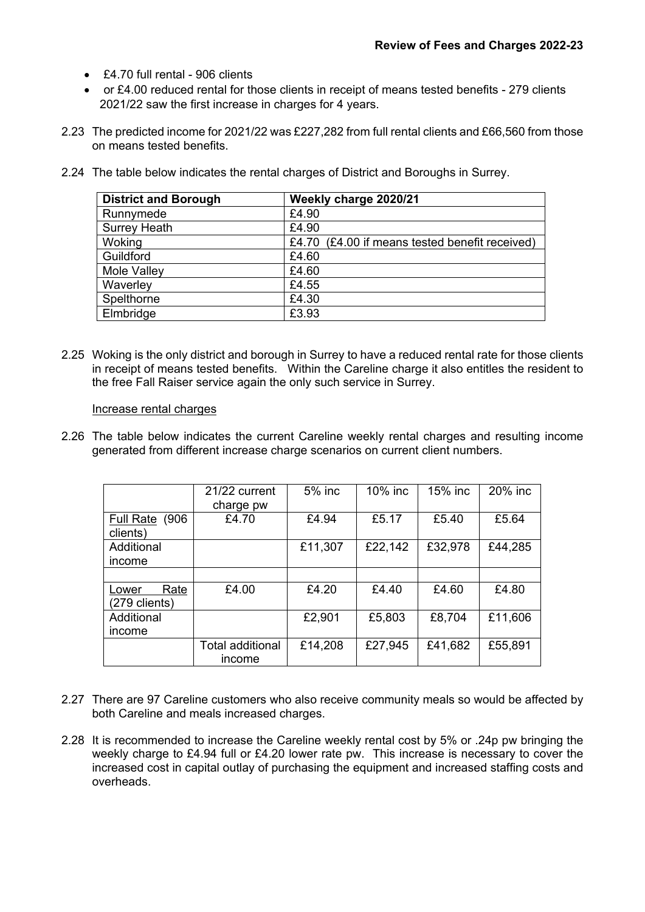- £4.70 full rental - 906 clients
- or £4.00 reduced rental for those clients in receipt of means tested benefits - 279 clients 2021/22 saw the first increase in charges for 4 years.

2.23 The predicted income for 2021/22 was £227,282 from full rental clients and £66,560 from those on means tested benefits.

2.24 The table below indicates the rental charges of District and Boroughs in Surrey.

| District and Borough | Weekly charge 2020/21 |
|---|---|
| Runnymede | £4.90 |
| Surrey Heath | £4.90 |
| Woking | £4.70 (£4.00 if means tested benefit received) |
| Guildford | £4.60 |
| Mole Valley | £4.60 |
| Waverley | £4.55 |
| Spelthorne | £4.30 |
| Elmbridge | £3.93 |

2.25 Woking is the only district and borough in Surrey to have a reduced rental rate for those clients in receipt of means tested benefits. Within the Careline charge it also entitles the resident to the free Fall Raiser service again the only such service in Surrey.

Increase rental charges

2.26 The table below indicates the current Careline weekly rental charges and resulting income generated from different increase charge scenarios on current client numbers.

| | 21/22 current charge pw | 5% inc | 10% inc | 15% inc | 20% inc |
|---|---|---|---|---|---|
| Full Rate (906 clients) | £4.70 | £4.94 | £5.17 | £5.40 | £5.64 |
| Additional income | | £11,307 | £22,142 | £32,978 | £44,285 |
| | | | | | |
| Lower Rate (279 clients) | £4.00 | £4.20 | £4.40 | £4.60 | £4.80 |
| Additional income | | £2,901 | £5,803 | £8,704 | £11,606 |
| | Total additional income | £14,208 | £27,945 | £41,682 | £55,891 |

2.27 There are 97 Careline customers who also receive community meals so would be affected by both Careline and meals increased charges.

2.28 It is recommended to increase the Careline weekly rental cost by 5% or .24p pw bringing the weekly charge to £4.94 full or £4.20 lower rate pw. This increase is necessary to cover the increased cost in capital outlay of purchasing the equipment and increased staffing costs and overheads.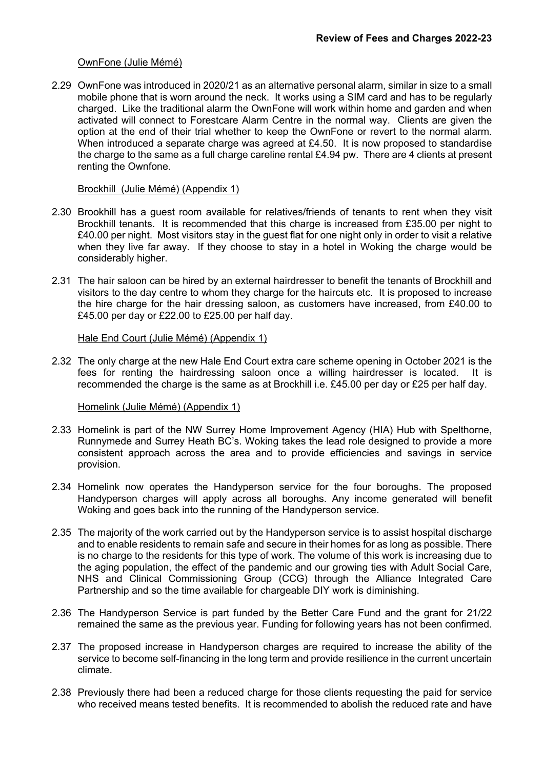OwnFone (Julie Mémé)

2.29 OwnFone was introduced in 2020/21 as an alternative personal alarm, similar in size to a small mobile phone that is worn around the neck. It works using a SIM card and has to be regularly charged. Like the traditional alarm the OwnFone will work within home and garden and when activated will connect to Forestcare Alarm Centre in the normal way. Clients are given the option at the end of their trial whether to keep the OwnFone or revert to the normal alarm. When introduced a separate charge was agreed at £4.50. It is now proposed to standardise the charge to the same as a full charge careline rental £4.94 pw. There are 4 clients at present renting the Ownfone.

Brockhill (Julie Mémé) (Appendix 1)

2.30 Brookhill has a guest room available for relatives/friends of tenants to rent when they visit Brockhill tenants. It is recommended that this charge is increased from £35.00 per night to £40.00 per night. Most visitors stay in the guest flat for one night only in order to visit a relative when they live far away. If they choose to stay in a hotel in Woking the charge would be considerably higher.

2.31 The hair saloon can be hired by an external hairdresser to benefit the tenants of Brockhill and visitors to the day centre to whom they charge for the haircuts etc. It is proposed to increase the hire charge for the hair dressing saloon, as customers have increased, from £40.00 to £45.00 per day or £22.00 to £25.00 per half day.

Hale End Court (Julie Mémé) (Appendix 1)

2.32 The only charge at the new Hale End Court extra care scheme opening in October 2021 is the fees for renting the hairdressing saloon once a willing hairdresser is located. It is recommended the charge is the same as at Brockhill i.e. £45.00 per day or £25 per half day.

Homelink (Julie Mémé) (Appendix 1)

2.33 Homelink is part of the NW Surrey Home Improvement Agency (HIA) Hub with Spelthorne, Runnymede and Surrey Heath BC's. Woking takes the lead role designed to provide a more consistent approach across the area and to provide efficiencies and savings in service provision.

2.34 Homelink now operates the Handyperson service for the four boroughs. The proposed Handyperson charges will apply across all boroughs. Any income generated will benefit Woking and goes back into the running of the Handyperson service.

2.35 The majority of the work carried out by the Handyperson service is to assist hospital discharge and to enable residents to remain safe and secure in their homes for as long as possible. There is no charge to the residents for this type of work. The volume of this work is increasing due to the aging population, the effect of the pandemic and our growing ties with Adult Social Care, NHS and Clinical Commissioning Group (CCG) through the Alliance Integrated Care Partnership and so the time available for chargeable DIY work is diminishing.

2.36 The Handyperson Service is part funded by the Better Care Fund and the grant for 21/22 remained the same as the previous year. Funding for following years has not been confirmed.

2.37 The proposed increase in Handyperson charges are required to increase the ability of the service to become self-financing in the long term and provide resilience in the current uncertain climate.

2.38 Previously there had been a reduced charge for those clients requesting the paid for service who received means tested benefits. It is recommended to abolish the reduced rate and have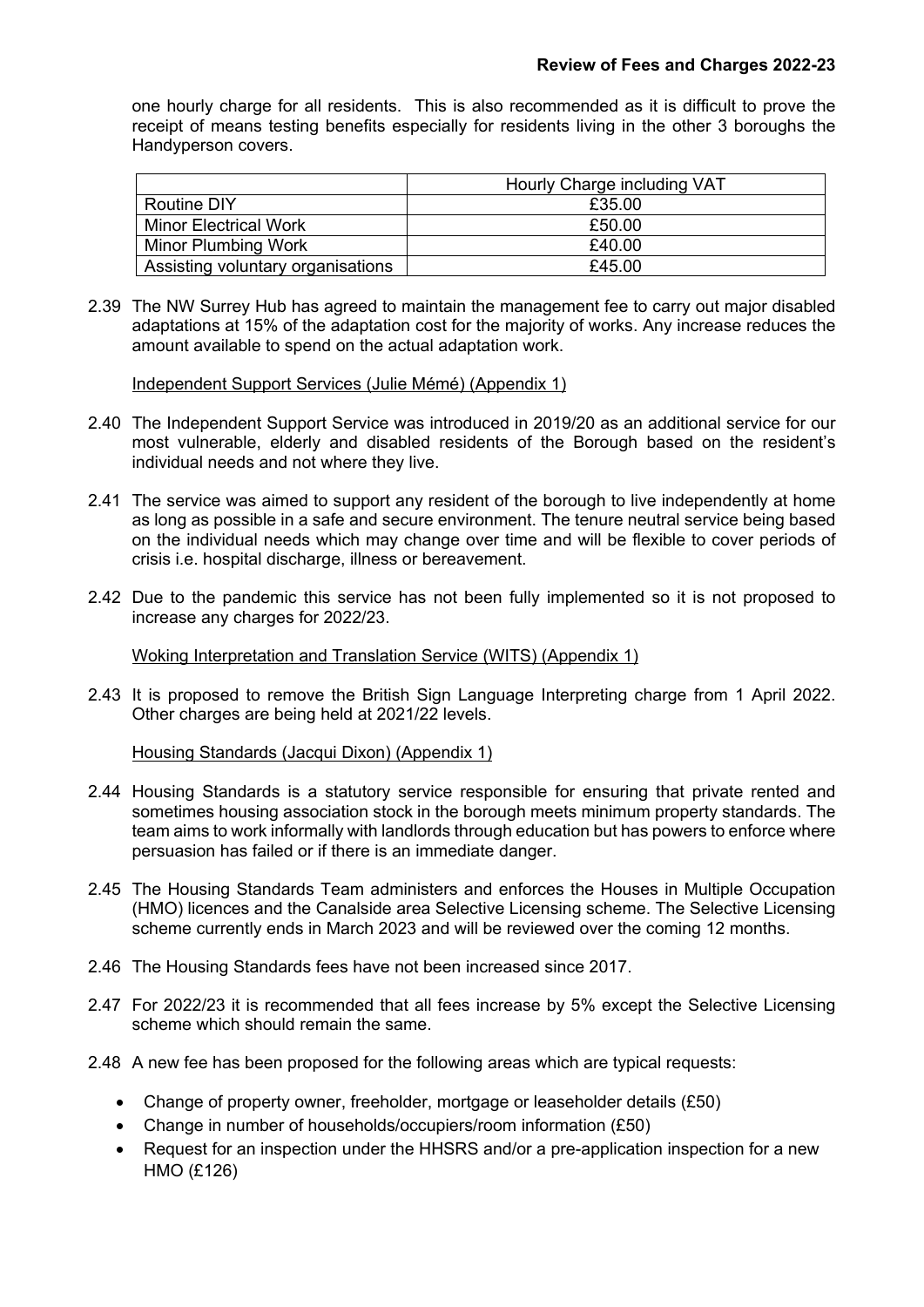one hourly charge for all residents. This is also recommended as it is difficult to prove the receipt of means testing benefits especially for residents living in the other 3 boroughs the Handyperson covers.

| | Hourly Charge including VAT |
|---|---|
| Routine DIY | £35.00 |
| Minor Electrical Work | £50.00 |
| Minor Plumbing Work | £40.00 |
| Assisting voluntary organisations | £45.00 |

2.39 The NW Surrey Hub has agreed to maintain the management fee to carry out major disabled adaptations at 15% of the adaptation cost for the majority of works. Any increase reduces the amount available to spend on the actual adaptation work.

Independent Support Services (Julie Mémé) (Appendix 1)

2.40 The Independent Support Service was introduced in 2019/20 as an additional service for our most vulnerable, elderly and disabled residents of the Borough based on the resident's individual needs and not where they live.

2.41 The service was aimed to support any resident of the borough to live independently at home as long as possible in a safe and secure environment. The tenure neutral service being based on the individual needs which may change over time and will be flexible to cover periods of crisis i.e. hospital discharge, illness or bereavement.

2.42 Due to the pandemic this service has not been fully implemented so it is not proposed to increase any charges for 2022/23.

Woking Interpretation and Translation Service (WITS) (Appendix 1)

2.43 It is proposed to remove the British Sign Language Interpreting charge from 1 April 2022. Other charges are being held at 2021/22 levels.

Housing Standards (Jacqui Dixon) (Appendix 1)

2.44 Housing Standards is a statutory service responsible for ensuring that private rented and sometimes housing association stock in the borough meets minimum property standards. The team aims to work informally with landlords through education but has powers to enforce where persuasion has failed or if there is an immediate danger.

2.45 The Housing Standards Team administers and enforces the Houses in Multiple Occupation (HMO) licences and the Canalside area Selective Licensing scheme. The Selective Licensing scheme currently ends in March 2023 and will be reviewed over the coming 12 months.

2.46 The Housing Standards fees have not been increased since 2017.

2.47 For 2022/23 it is recommended that all fees increase by 5% except the Selective Licensing scheme which should remain the same.

2.48 A new fee has been proposed for the following areas which are typical requests:

- Change of property owner, freeholder, mortgage or leaseholder details (£50)
- Change in number of households/occupiers/room information (£50)
- Request for an inspection under the HHSRS and/or a pre-application inspection for a new HMO (£126)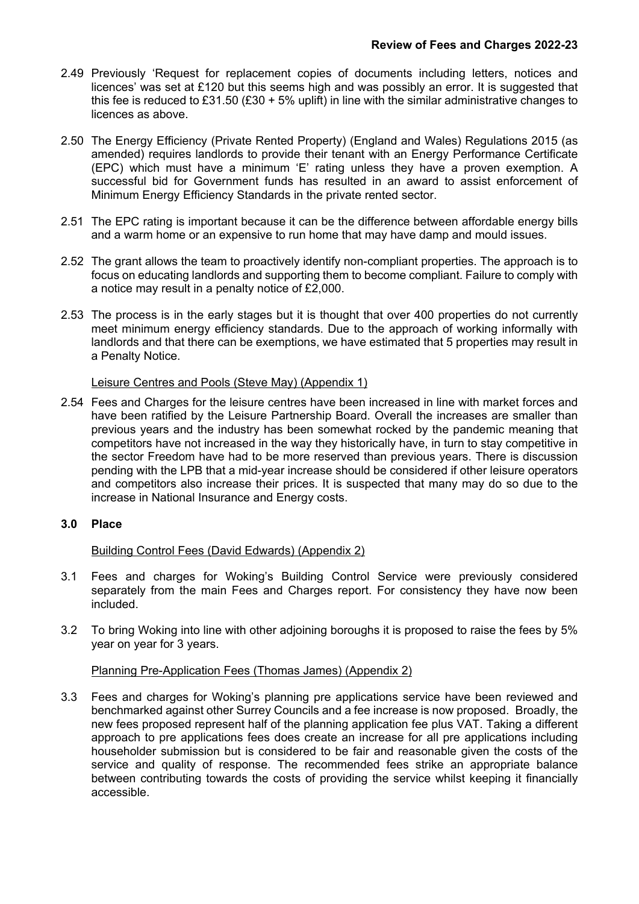2.49 Previously ‘Request for replacement copies of documents including letters, notices and licences’ was set at £120 but this seems high and was possibly an error. It is suggested that this fee is reduced to £31.50 (£30 + 5% uplift) in line with the similar administrative changes to licences as above.

2.50 The Energy Efficiency (Private Rented Property) (England and Wales) Regulations 2015 (as amended) requires landlords to provide their tenant with an Energy Performance Certificate (EPC) which must have a minimum ‘E’ rating unless they have a proven exemption. A successful bid for Government funds has resulted in an award to assist enforcement of Minimum Energy Efficiency Standards in the private rented sector.

2.51 The EPC rating is important because it can be the difference between affordable energy bills and a warm home or an expensive to run home that may have damp and mould issues.

2.52 The grant allows the team to proactively identify non-compliant properties. The approach is to focus on educating landlords and supporting them to become compliant. Failure to comply with a notice may result in a penalty notice of £2,000.

2.53 The process is in the early stages but it is thought that over 400 properties do not currently meet minimum energy efficiency standards. Due to the approach of working informally with landlords and that there can be exemptions, we have estimated that 5 properties may result in a Penalty Notice.

Leisure Centres and Pools (Steve May) (Appendix 1)

2.54 Fees and Charges for the leisure centres have been increased in line with market forces and have been ratified by the Leisure Partnership Board. Overall the increases are smaller than previous years and the industry has been somewhat rocked by the pandemic meaning that competitors have not increased in the way they historically have, in turn to stay competitive in the sector Freedom have had to be more reserved than previous years. There is discussion pending with the LPB that a mid-year increase should be considered if other leisure operators and competitors also increase their prices. It is suspected that many may do so due to the increase in National Insurance and Energy costs.

## 3.0 Place

Building Control Fees (David Edwards) (Appendix 2)

3.1 Fees and charges for Woking’s Building Control Service were previously considered separately from the main Fees and Charges report. For consistency they have now been included.

3.2 To bring Woking into line with other adjoining boroughs it is proposed to raise the fees by 5% year on year for 3 years.

Planning Pre-Application Fees (Thomas James) (Appendix 2)

3.3 Fees and charges for Woking’s planning pre applications service have been reviewed and benchmarked against other Surrey Councils and a fee increase is now proposed. Broadly, the new fees proposed represent half of the planning application fee plus VAT. Taking a different approach to pre applications fees does create an increase for all pre applications including householder submission but is considered to be fair and reasonable given the costs of the service and quality of response. The recommended fees strike an appropriate balance between contributing towards the costs of providing the service whilst keeping it financially accessible.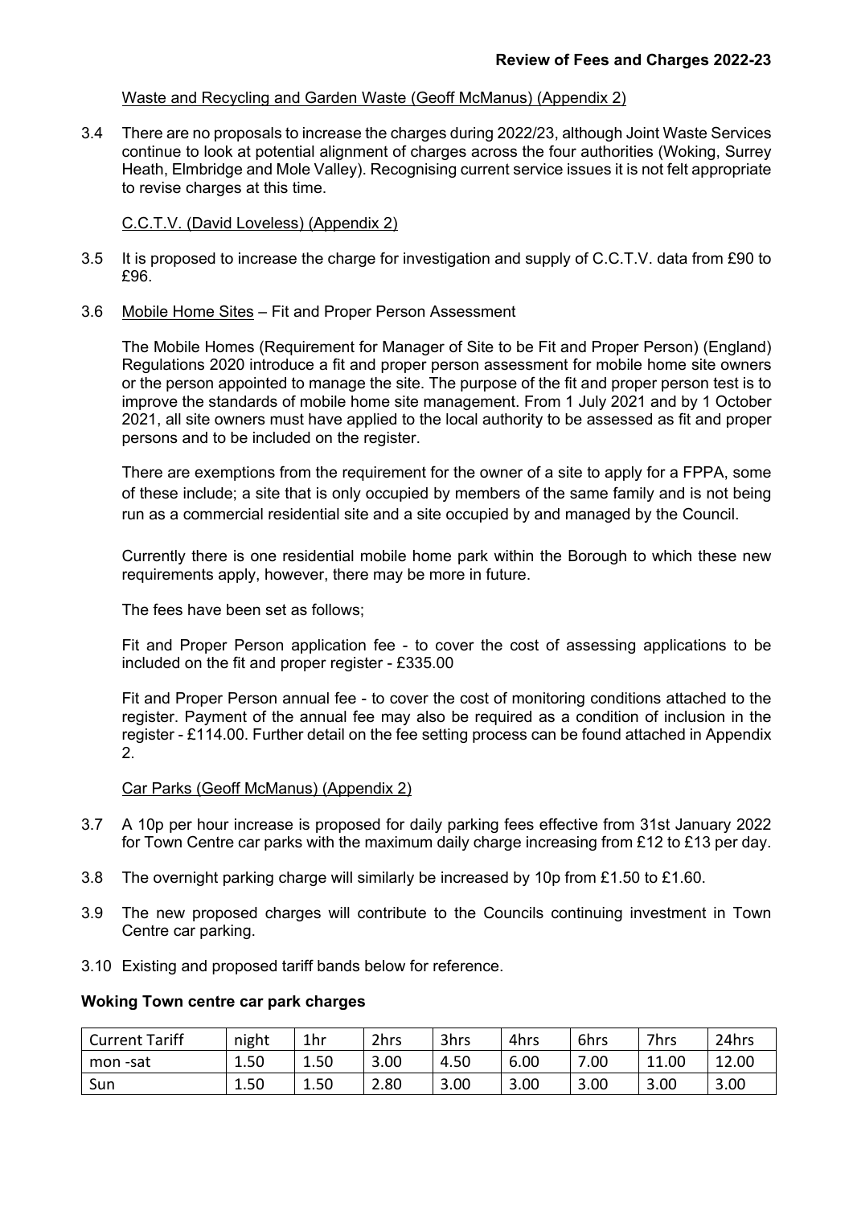Waste and Recycling and Garden Waste (Geoff McManus) (Appendix 2)

3.4 There are no proposals to increase the charges during 2022/23, although Joint Waste Services continue to look at potential alignment of charges across the four authorities (Woking, Surrey Heath, Elmbridge and Mole Valley). Recognising current service issues it is not felt appropriate to revise charges at this time.

C.C.T.V. (David Loveless) (Appendix 2)

3.5 It is proposed to increase the charge for investigation and supply of C.C.T.V. data from £90 to £96.

3.6 Mobile Home Sites – Fit and Proper Person Assessment

The Mobile Homes (Requirement for Manager of Site to be Fit and Proper Person) (England) Regulations 2020 introduce a fit and proper person assessment for mobile home site owners or the person appointed to manage the site. The purpose of the fit and proper person test is to improve the standards of mobile home site management. From 1 July 2021 and by 1 October 2021, all site owners must have applied to the local authority to be assessed as fit and proper persons and to be included on the register.

There are exemptions from the requirement for the owner of a site to apply for a FPPA, some of these include; a site that is only occupied by members of the same family and is not being run as a commercial residential site and a site occupied by and managed by the Council.

Currently there is one residential mobile home park within the Borough to which these new requirements apply, however, there may be more in future.

The fees have been set as follows;

Fit and Proper Person application fee - to cover the cost of assessing applications to be included on the fit and proper register - £335.00

Fit and Proper Person annual fee - to cover the cost of monitoring conditions attached to the register. Payment of the annual fee may also be required as a condition of inclusion in the register - £114.00. Further detail on the fee setting process can be found attached in Appendix 2.

Car Parks (Geoff McManus) (Appendix 2)

3.7 A 10p per hour increase is proposed for daily parking fees effective from 31st January 2022 for Town Centre car parks with the maximum daily charge increasing from £12 to £13 per day.

3.8 The overnight parking charge will similarly be increased by 10p from £1.50 to £1.60.

3.9 The new proposed charges will contribute to the Councils continuing investment in Town Centre car parking.

3.10 Existing and proposed tariff bands below for reference.

**Woking Town centre car park charges**

| Current Tariff | night | 1hr | 2hrs | 3hrs | 4hrs | 6hrs | 7hrs | 24hrs |
|---|---|---|---|---|---|---|---|---|
| mon -sat | 1.50 | 1.50 | 3.00 | 4.50 | 6.00 | 7.00 | 11.00 | 12.00 |
| Sun | 1.50 | 1.50 | 2.80 | 3.00 | 3.00 | 3.00 | 3.00 | 3.00 |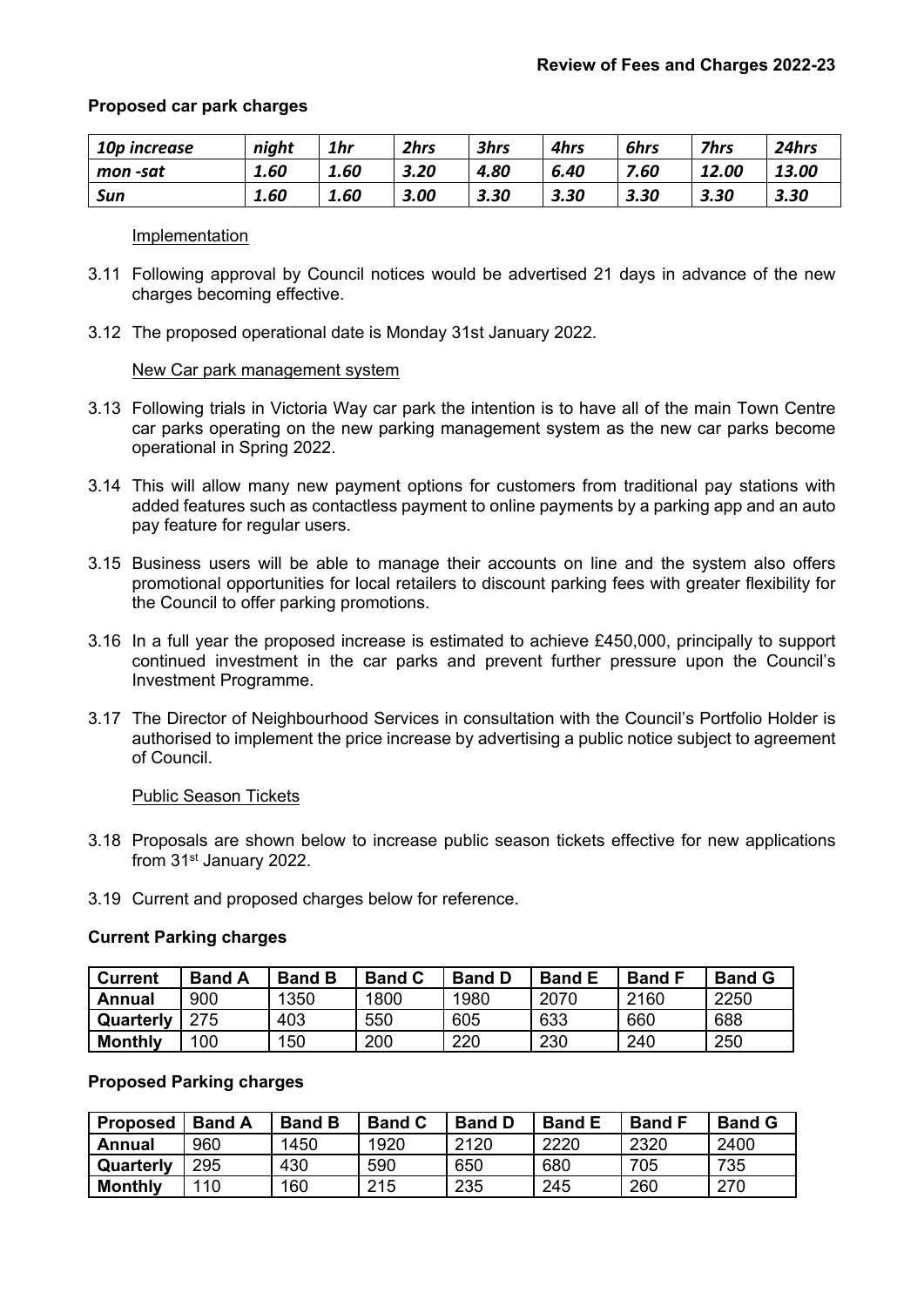**Proposed car park charges**

| *10p increase* | *night* | *1hr* | *2hrs* | *3hrs* | *4hrs* | *6hrs* | *7hrs* | *24hrs* |
|---|---|---|---|---|---|---|---|---|
| *mon -sat* | *1.60* | *1.60* | *3.20* | *4.80* | *6.40* | *7.60* | *12.00* | *13.00* |
| *Sun* | *1.60* | *1.60* | *3.00* | *3.30* | *3.30* | *3.30* | *3.30* | *3.30* |

Implementation

3.11 Following approval by Council notices would be advertised 21 days in advance of the new charges becoming effective.

3.12 The proposed operational date is Monday 31st January 2022.

New Car park management system

3.13 Following trials in Victoria Way car park the intention is to have all of the main Town Centre car parks operating on the new parking management system as the new car parks become operational in Spring 2022.

3.14 This will allow many new payment options for customers from traditional pay stations with added features such as contactless payment to online payments by a parking app and an auto pay feature for regular users.

3.15 Business users will be able to manage their accounts on line and the system also offers promotional opportunities for local retailers to discount parking fees with greater flexibility for the Council to offer parking promotions.

3.16 In a full year the proposed increase is estimated to achieve £450,000, principally to support continued investment in the car parks and prevent further pressure upon the Council's Investment Programme.

3.17 The Director of Neighbourhood Services in consultation with the Council's Portfolio Holder is authorised to implement the price increase by advertising a public notice subject to agreement of Council.

Public Season Tickets

3.18 Proposals are shown below to increase public season tickets effective for new applications from 31st January 2022.

3.19 Current and proposed charges below for reference.

**Current Parking charges**

| Current | Band A | Band B | Band C | Band D | Band E | Band F | Band G |
|---|---|---|---|---|---|---|---|
| **Annual** | 900 | 1350 | 1800 | 1980 | 2070 | 2160 | 2250 |
| **Quarterly** | 275 | 403 | 550 | 605 | 633 | 660 | 688 |
| **Monthly** | 100 | 150 | 200 | 220 | 230 | 240 | 250 |

**Proposed Parking charges**

| Proposed | Band A | Band B | Band C | Band D | Band E | Band F | Band G |
|---|---|---|---|---|---|---|---|
| **Annual** | 960 | 1450 | 1920 | 2120 | 2220 | 2320 | 2400 |
| **Quarterly** | 295 | 430 | 590 | 650 | 680 | 705 | 735 |
| **Monthly** | 110 | 160 | 215 | 235 | 245 | 260 | 270 |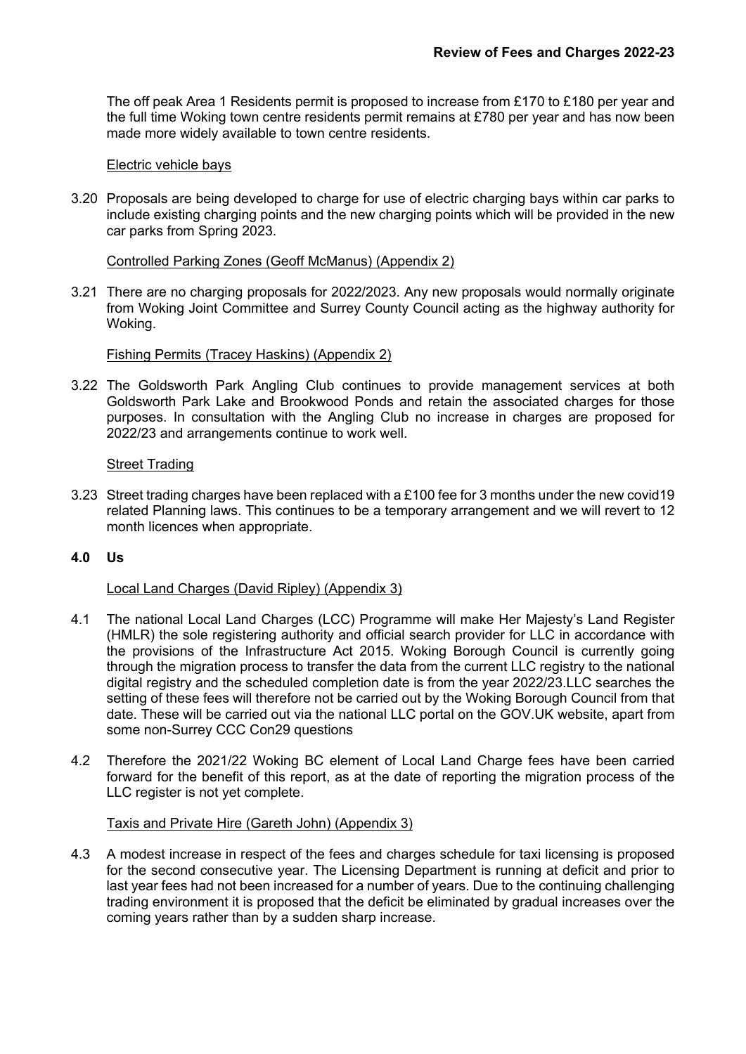The off peak Area 1 Residents permit is proposed to increase from £170 to £180 per year and the full time Woking town centre residents permit remains at £780 per year and has now been made more widely available to town centre residents.

Electric vehicle bays

3.20 Proposals are being developed to charge for use of electric charging bays within car parks to include existing charging points and the new charging points which will be provided in the new car parks from Spring 2023.

Controlled Parking Zones (Geoff McManus) (Appendix 2)

3.21 There are no charging proposals for 2022/2023. Any new proposals would normally originate from Woking Joint Committee and Surrey County Council acting as the highway authority for Woking.

Fishing Permits (Tracey Haskins) (Appendix 2)

3.22 The Goldsworth Park Angling Club continues to provide management services at both Goldsworth Park Lake and Brookwood Ponds and retain the associated charges for those purposes. In consultation with the Angling Club no increase in charges are proposed for 2022/23 and arrangements continue to work well.

Street Trading

3.23 Street trading charges have been replaced with a £100 fee for 3 months under the new covid19 related Planning laws. This continues to be a temporary arrangement and we will revert to 12 month licences when appropriate.

## 4.0 Us

Local Land Charges (David Ripley) (Appendix 3)

4.1 The national Local Land Charges (LCC) Programme will make Her Majesty's Land Register (HMLR) the sole registering authority and official search provider for LLC in accordance with the provisions of the Infrastructure Act 2015. Woking Borough Council is currently going through the migration process to transfer the data from the current LLC registry to the national digital registry and the scheduled completion date is from the year 2022/23.LLC searches the setting of these fees will therefore not be carried out by the Woking Borough Council from that date. These will be carried out via the national LLC portal on the GOV.UK website, apart from some non-Surrey CCC Con29 questions

4.2 Therefore the 2021/22 Woking BC element of Local Land Charge fees have been carried forward for the benefit of this report, as at the date of reporting the migration process of the LLC register is not yet complete.

Taxis and Private Hire (Gareth John) (Appendix 3)

4.3 A modest increase in respect of the fees and charges schedule for taxi licensing is proposed for the second consecutive year. The Licensing Department is running at deficit and prior to last year fees had not been increased for a number of years. Due to the continuing challenging trading environment it is proposed that the deficit be eliminated by gradual increases over the coming years rather than by a sudden sharp increase.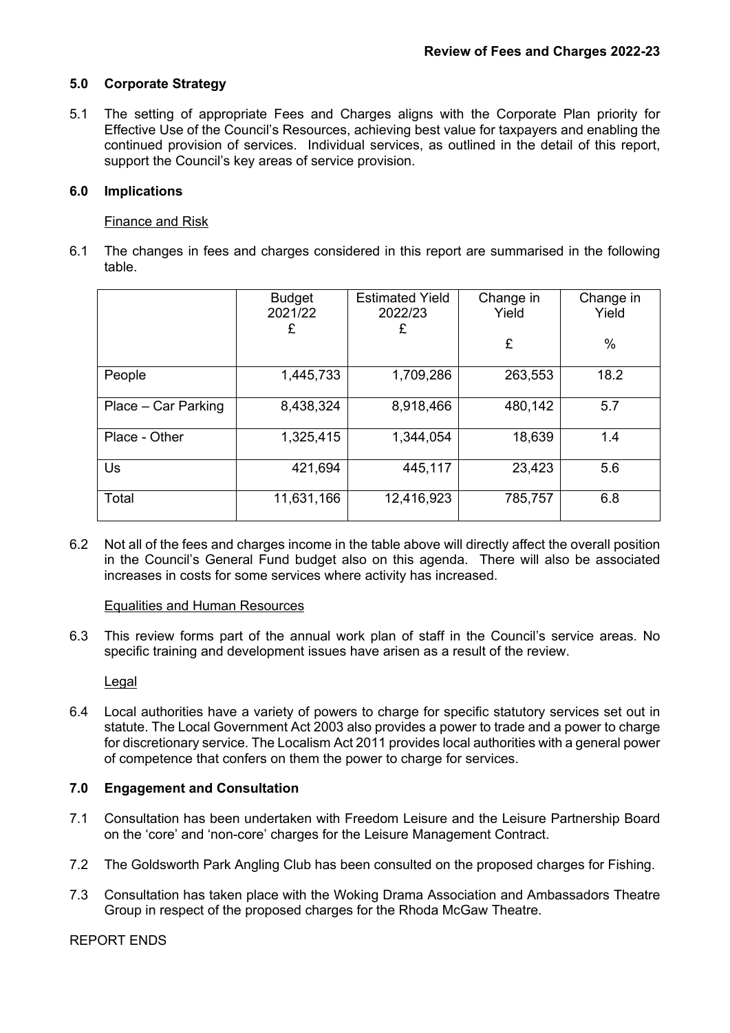## 5.0 Corporate Strategy

5.1 The setting of appropriate Fees and Charges aligns with the Corporate Plan priority for Effective Use of the Council's Resources, achieving best value for taxpayers and enabling the continued provision of services. Individual services, as outlined in the detail of this report, support the Council's key areas of service provision.

## 6.0 Implications

Finance and Risk

6.1 The changes in fees and charges considered in this report are summarised in the following table.

| | Budget 2021/22 £ | Estimated Yield 2022/23 £ | Change in Yield £ | Change in Yield % |
|---|---|---|---|---|
| People | 1,445,733 | 1,709,286 | 263,553 | 18.2 |
| Place – Car Parking | 8,438,324 | 8,918,466 | 480,142 | 5.7 |
| Place - Other | 1,325,415 | 1,344,054 | 18,639 | 1.4 |
| Us | 421,694 | 445,117 | 23,423 | 5.6 |
| Total | 11,631,166 | 12,416,923 | 785,757 | 6.8 |

6.2 Not all of the fees and charges income in the table above will directly affect the overall position in the Council's General Fund budget also on this agenda. There will also be associated increases in costs for some services where activity has increased.

Equalities and Human Resources

6.3 This review forms part of the annual work plan of staff in the Council's service areas. No specific training and development issues have arisen as a result of the review.

Legal

6.4 Local authorities have a variety of powers to charge for specific statutory services set out in statute. The Local Government Act 2003 also provides a power to trade and a power to charge for discretionary service. The Localism Act 2011 provides local authorities with a general power of competence that confers on them the power to charge for services.

## 7.0 Engagement and Consultation

7.1 Consultation has been undertaken with Freedom Leisure and the Leisure Partnership Board on the 'core' and 'non-core' charges for the Leisure Management Contract.

7.2 The Goldsworth Park Angling Club has been consulted on the proposed charges for Fishing.

7.3 Consultation has taken place with the Woking Drama Association and Ambassadors Theatre Group in respect of the proposed charges for the Rhoda McGaw Theatre.

REPORT ENDS